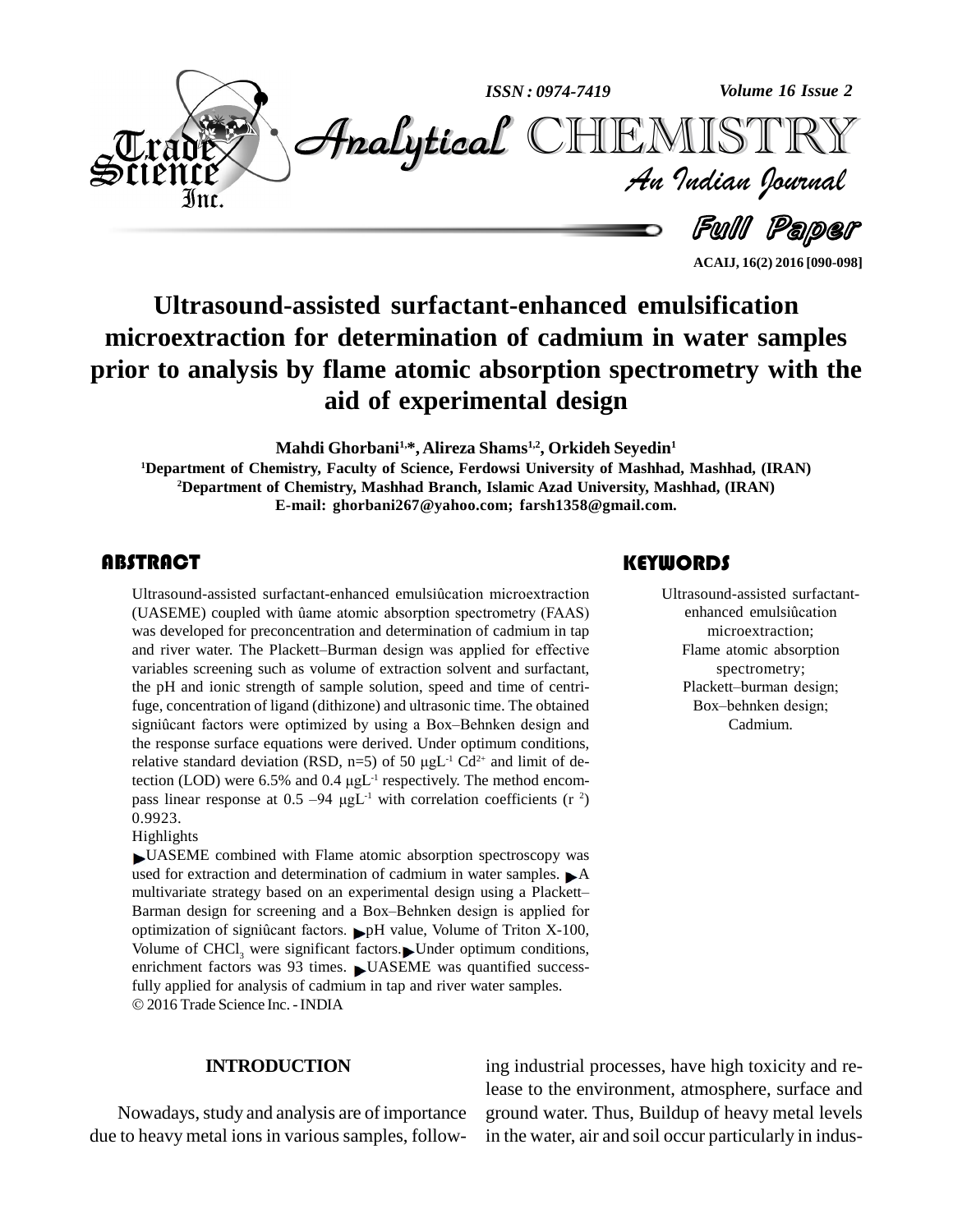# Ultrasound-assisted surfactant-enhanced emulsification microextraction for determination of cadmium in water samples prior to analysis by flame atomic absorption spectrometry with the aid of experimental design

**Mahdi Ghorbani[1,*], Alireza Shams[1,2], Orkideh Seyedin[1]**

[1]Department of Chemistry, Faculty of Science, Ferdowsi University of Mashhad, Mashhad, (IRAN)

[2]Department of Chemistry, Mashhad Branch, Islamic Azad University, Mashhad, (IRAN)

E-mail: ghorbani267@yahoo.com; farsh1358@gmail.com.

## ABSTRACT

Ultrasound-assisted surfactant-enhanced emulsiûcation microextraction (UASEME) coupled with ûame atomic absorption spectrometry (FAAS) was developed for preconcentration and determination of cadmium in tap and river water. The Plackett–Burman design was applied for effective variables screening such as volume of extraction solvent and surfactant, the pH and ionic strength of sample solution, speed and time of centrifuge, concentration of ligand (dithizone) and ultrasonic time. The obtained signiûcant factors were optimized by using a Box–Behnken design and the response surface equations were derived. Under optimum conditions, relative standard deviation (RSD, n=5) of 50 $\mu gL^{-1}$ $Cd^{2+}$ and limit of detection (LOD) were 6.5% and 0.4 $\mu gL^{-1}$ respectively. The method encompass linear response at 0.5 –94 $\mu gL^{-1}$ with correlation coefficients ($r^2$) 0.9923.

Highlights

▶UASEME combined with Flame atomic absorption spectroscopy was used for extraction and determination of cadmium in water samples. ▶A multivariate strategy based on an experimental design using a Plackett–Barman design for screening and a Box–Behnken design is applied for optimization of signiûcant factors. ▶pH value, Volume of Triton X-100, Volume of $CHCl_3$ were significant factors.▶Under optimum conditions, enrichment factors was 93 times. ▶UASEME was quantified successfully applied for analysis of cadmium in tap and river water samples.

© 2016 Trade Science Inc. - INDIA

## KEYWORDS

Ultrasound-assisted surfactant-enhanced emulsiûcation microextraction;
Flame atomic absorption spectrometry;
Plackett–burman design;
Box–behnken design;
Cadmium.

## INTRODUCTION

Nowadays, study and analysis are of importance due to heavy metal ions in various samples, following industrial processes, have high toxicity and release to the environment, atmosphere, surface and ground water. Thus, Buildup of heavy metal levels in the water, air and soil occur particularly in indus-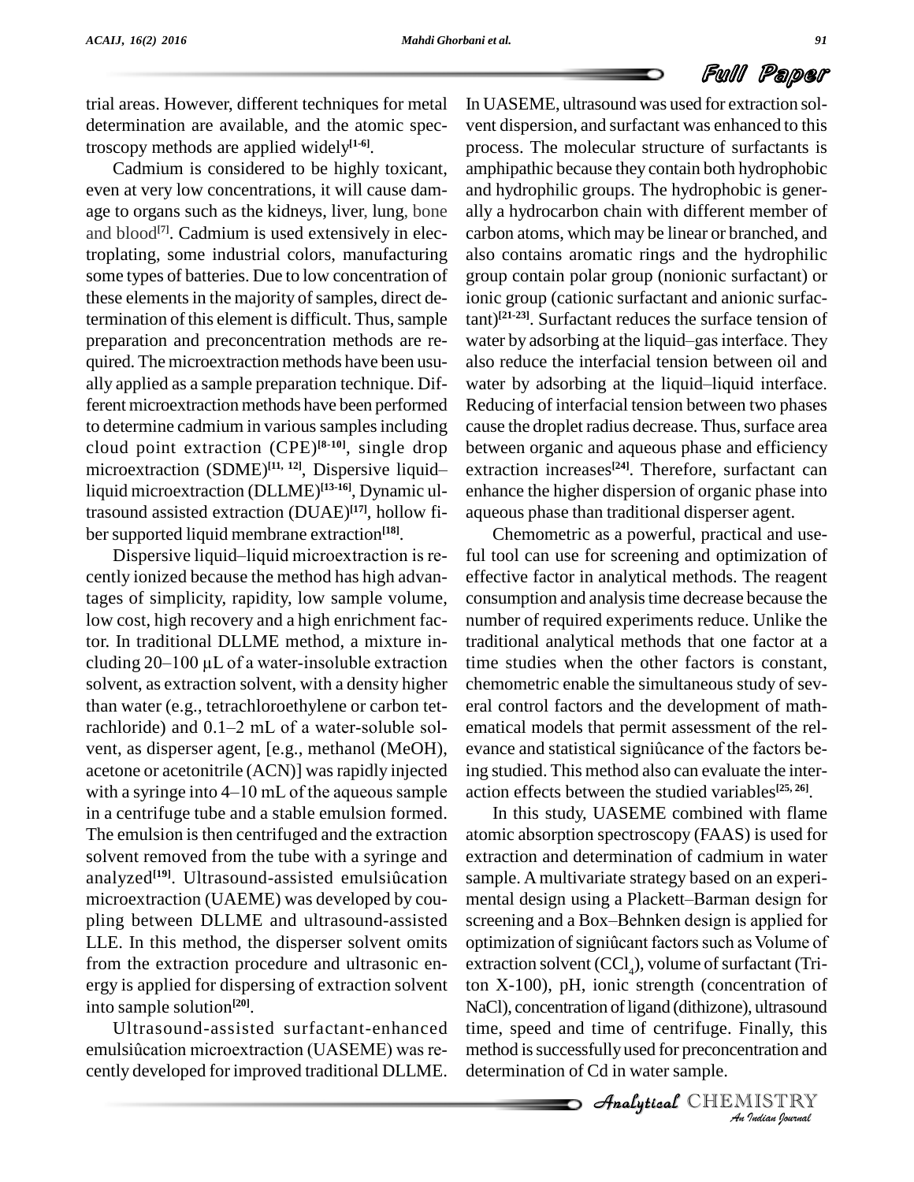trial areas. However, different techniques for metal determination are available, and the atomic spectroscopy methods are applied widely[1-6].

Cadmium is considered to be highly toxicant, even at very low concentrations, it will cause damage to organs such as the kidneys, liver, lung, bone and blood[7]. Cadmium is used extensively in electroplating, some industrial colors, manufacturing some types of batteries. Due to low concentration of these elements in the majority of samples, direct determination of this element is difficult. Thus, sample preparation and preconcentration methods are required. The microextraction methods have been usually applied as a sample preparation technique. Different microextraction methods have been performed to determine cadmium in various samples including cloud point extraction (CPE)[8-10], single drop microextraction (SDME)[11, 12], Dispersive liquid–liquid microextraction (DLLME)[13-16], Dynamic ultrasound assisted extraction (DUAE)[17], hollow fiber supported liquid membrane extraction[18].

Dispersive liquid–liquid microextraction is recently ionized because the method has high advantages of simplicity, rapidity, low sample volume, low cost, high recovery and a high enrichment factor. In traditional DLLME method, a mixture including 20–100 μL of a water-insoluble extraction solvent, as extraction solvent, with a density higher than water (e.g., tetrachloroethylene or carbon tetrachloride) and 0.1–2 mL of a water-soluble solvent, as disperser agent, [e.g., methanol (MeOH), acetone or acetonitrile (ACN)] was rapidly injected with a syringe into 4–10 mL of the aqueous sample in a centrifuge tube and a stable emulsion formed. The emulsion is then centrifuged and the extraction solvent removed from the tube with a syringe and analyzed[19]. Ultrasound-assisted emulsiûcation microextraction (UAEME) was developed by coupling between DLLME and ultrasound-assisted LLE. In this method, the disperser solvent omits from the extraction procedure and ultrasonic energy is applied for dispersing of extraction solvent into sample solution[20].

Ultrasound-assisted surfactant-enhanced emulsiûcation microextraction (UASEME) was recently developed for improved traditional DLLME. In UASEME, ultrasound was used for extraction solvent dispersion, and surfactant was enhanced to this process. The molecular structure of surfactants is amphipathic because they contain both hydrophobic and hydrophilic groups. The hydrophobic is generally a hydrocarbon chain with different member of carbon atoms, which may be linear or branched, and also contains aromatic rings and the hydrophilic group contain polar group (nonionic surfactant) or ionic group (cationic surfactant and anionic surfactant)[21-23]. Surfactant reduces the surface tension of water by adsorbing at the liquid–gas interface. They also reduce the interfacial tension between oil and water by adsorbing at the liquid–liquid interface. Reducing of interfacial tension between two phases cause the droplet radius decrease. Thus, surface area between organic and aqueous phase and efficiency extraction increases[24]. Therefore, surfactant can enhance the higher dispersion of organic phase into aqueous phase than traditional disperser agent.

Chemometric as a powerful, practical and useful tool can use for screening and optimization of effective factor in analytical methods. The reagent consumption and analysis time decrease because the number of required experiments reduce. Unlike the traditional analytical methods that one factor at a time studies when the other factors is constant, chemometric enable the simultaneous study of several control factors and the development of mathematical models that permit assessment of the relevance and statistical signiûcance of the factors being studied. This method also can evaluate the interaction effects between the studied variables[25, 26].

In this study, UASEME combined with flame atomic absorption spectroscopy (FAAS) is used for extraction and determination of cadmium in water sample. A multivariate strategy based on an experimental design using a Plackett–Barman design for screening and a Box–Behnken design is applied for optimization of signiûcant factors such as Volume of extraction solvent ($CCl_4$), volume of surfactant (Triton X-100), pH, ionic strength (concentration of NaCl), concentration of ligand (dithizone), ultrasound time, speed and time of centrifuge. Finally, this method is successfully used for preconcentration and determination of Cd in water sample.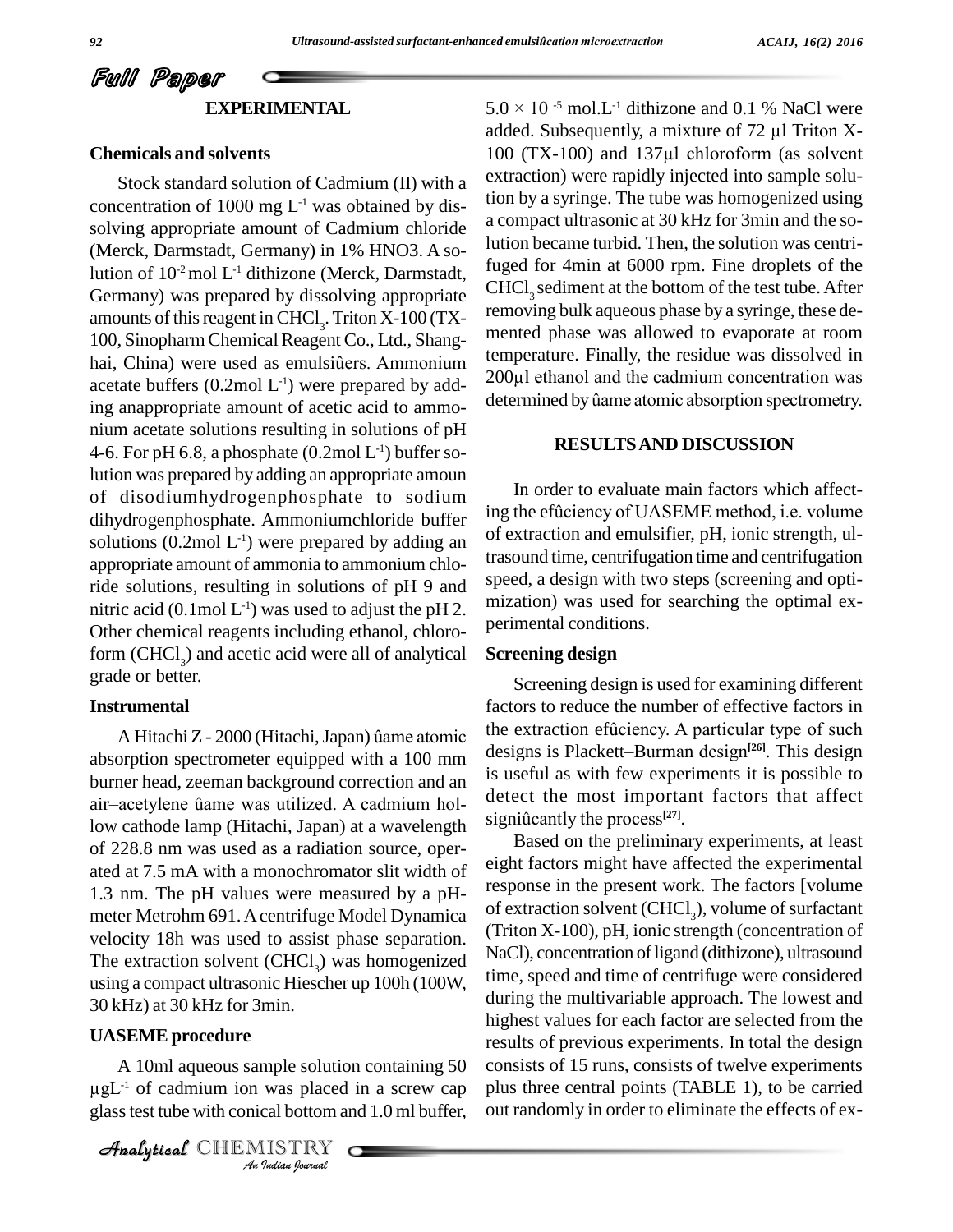## EXPERIMENTAL

### Chemicals and solvents

Stock standard solution of Cadmium (II) with a concentration of 1000 mg $L^{-1}$ was obtained by dissolving appropriate amount of Cadmium chloride (Merck, Darmstadt, Germany) in 1% HNO3. A solution of $10^{-2}$ mol $L^{-1}$ dithizone (Merck, Darmstadt, Germany) was prepared by dissolving appropriate amounts of this reagent in $CHCl_3$. Triton X-100 (TX-100, Sinopharm Chemical Reagent Co., Ltd., Shanghai, China) were used as emulsiûers. Ammonium acetate buffers (0.2mol $L^{-1}$) were prepared by adding anappropriate amount of acetic acid to ammonium acetate solutions resulting in solutions of pH 4-6. For pH 6.8, a phosphate (0.2mol $L^{-1}$) buffer solution was prepared by adding an appropriate amoun of disodiumhydrogenphosphate to sodium dihydrogenphosphate. Ammoniumchloride buffer solutions (0.2mol $L^{-1}$) were prepared by adding an appropriate amount of ammonia to ammonium chloride solutions, resulting in solutions of pH 9 and nitric acid (0.1mol $L^{-1}$) was used to adjust the pH 2. Other chemical reagents including ethanol, chloroform ($CHCl_3$) and acetic acid were all of analytical grade or better.

### Instrumental

A Hitachi Z - 2000 (Hitachi, Japan) ûame atomic absorption spectrometer equipped with a 100 mm burner head, zeeman background correction and an air–acetylene ûame was utilized. A cadmium hollow cathode lamp (Hitachi, Japan) at a wavelength of 228.8 nm was used as a radiation source, operated at 7.5 mA with a monochromator slit width of 1.3 nm. The pH values were measured by a pH-meter Metrohm 691. A centrifuge Model Dynamica velocity 18h was used to assist phase separation. The extraction solvent ($CHCl_3$) was homogenized using a compact ultrasonic Hiescher up 100h (100W, 30 kHz) at 30 kHz for 3min.

### UASEME procedure

A 10ml aqueous sample solution containing 50 μg$L^{-1}$ of cadmium ion was placed in a screw cap glass test tube with conical bottom and 1.0 ml buffer, $5.0 \times 10^{-5}$ mol.$L^{-1}$ dithizone and 0.1 % NaCl were added. Subsequently, a mixture of 72 μl Triton X-100 (TX-100) and 137μl chloroform (as solvent extraction) were rapidly injected into sample solution by a syringe. The tube was homogenized using a compact ultrasonic at 30 kHz for 3min and the solution became turbid. Then, the solution was centrifuged for 4min at 6000 rpm. Fine droplets of the $CHCl_3$ sediment at the bottom of the test tube. After removing bulk aqueous phase by a syringe, these demented phase was allowed to evaporate at room temperature. Finally, the residue was dissolved in 200μl ethanol and the cadmium concentration was determined by ûame atomic absorption spectrometry.

## RESULTS AND DISCUSSION

In order to evaluate main factors which affecting the efûciency of UASEME method, i.e. volume of extraction and emulsifier, pH, ionic strength, ultrasound time, centrifugation time and centrifugation speed, a design with two steps (screening and optimization) was used for searching the optimal experimental conditions.

### Screening design

Screening design is used for examining different factors to reduce the number of effective factors in the extraction efûciency. A particular type of such designs is Plackett–Burman design[26]. This design is useful as with few experiments it is possible to detect the most important factors that affect signiûcantly the process[27].

Based on the preliminary experiments, at least eight factors might have affected the experimental response in the present work. The factors [volume of extraction solvent ($CHCl_3$), volume of surfactant (Triton X-100), pH, ionic strength (concentration of NaCl), concentration of ligand (dithizone), ultrasound time, speed and time of centrifuge were considered during the multivariable approach. The lowest and highest values for each factor are selected from the results of previous experiments. In total the design consists of 15 runs, consists of twelve experiments plus three central points (TABLE 1), to be carried out randomly in order to eliminate the effects of ex-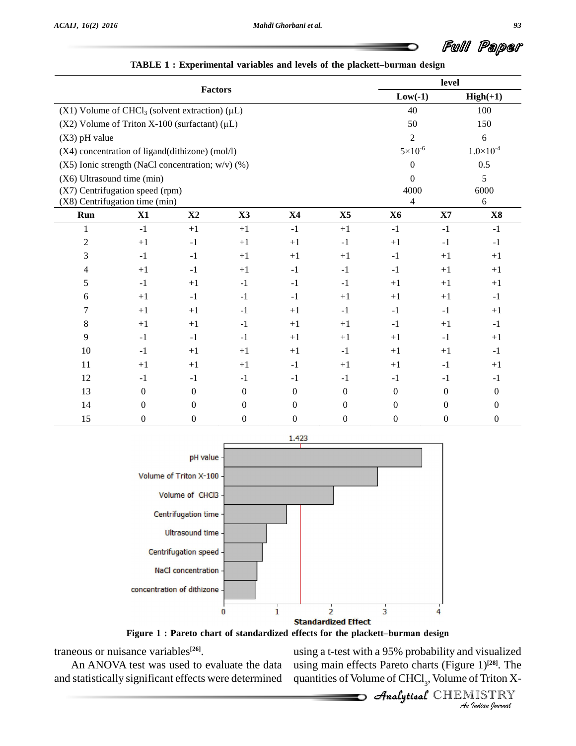TABLE 1 : Experimental variables and levels of the plackett–burman design

| Factors | level | |
|---|---|---|
| | Low(-1) | High(+1) |
| (X1) Volume of $CHCl_3$ (solvent extraction) (μL) | 40 | 100 |
| (X2) Volume of Triton X-100 (surfactant) (μL) | 50 | 150 |
| (X3) pH value | 2 | 6 |
| (X4) concentration of ligand(dithizone) (mol/l) | $5\times10^{-6}$ | $1.0\times10^{-4}$ |
| (X5) Ionic strength (NaCl concentration; w/v) (%) | 0 | 0.5 |
| (X6) Ultrasound time (min) | 0 | 5 |
| (X7) Centrifugation speed (rpm) | 4000 | 6000 |
| (X8) Centrifugation time (min) | 4 | 6 |

| Run | X1 | X2 | X3 | X4 | X5 | X6 | X7 | X8 |
|---|---|---|---|---|---|---|---|---|
| 1 | -1 | +1 | +1 | -1 | +1 | -1 | -1 | -1 |
| 2 | +1 | -1 | +1 | +1 | -1 | +1 | -1 | -1 |
| 3 | -1 | -1 | +1 | +1 | +1 | -1 | +1 | +1 |
| 4 | +1 | -1 | +1 | -1 | -1 | -1 | +1 | +1 |
| 5 | -1 | +1 | -1 | -1 | -1 | +1 | +1 | +1 |
| 6 | +1 | -1 | -1 | -1 | +1 | +1 | +1 | -1 |
| 7 | +1 | +1 | -1 | +1 | -1 | -1 | -1 | +1 |
| 8 | +1 | +1 | -1 | +1 | +1 | -1 | +1 | -1 |
| 9 | -1 | -1 | -1 | +1 | +1 | +1 | -1 | +1 |
| 10 | -1 | +1 | +1 | +1 | -1 | +1 | +1 | -1 |
| 11 | +1 | +1 | +1 | -1 | +1 | +1 | -1 | +1 |
| 12 | -1 | -1 | -1 | -1 | -1 | -1 | -1 | -1 |
| 13 | 0 | 0 | 0 | 0 | 0 | 0 | 0 | 0 |
| 14 | 0 | 0 | 0 | 0 | 0 | 0 | 0 | 0 |
| 15 | 0 | 0 | 0 | 0 | 0 | 0 | 0 | 0 |

Figure 1 : Pareto chart of standardized effects for the plackett–burman design

traneous or nuisance variables[26].

An ANOVA test was used to evaluate the data and statistically significant effects were determined using a t-test with a 95% probability and visualized using main effects Pareto charts (Figure 1)[28]. The quantities of Volume of $CHCl_3$, Volume of Triton X-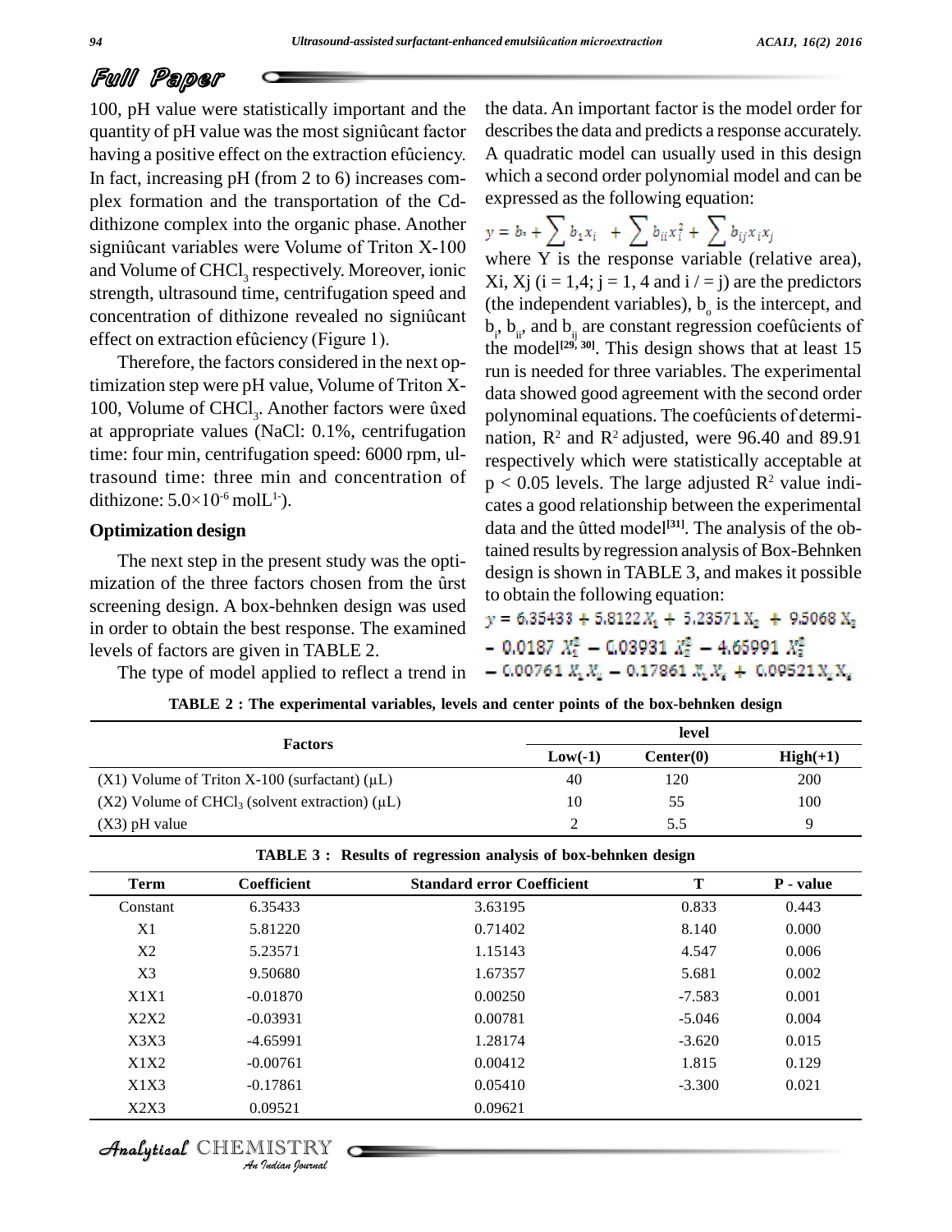100, pH value were statistically important and the quantity of pH value was the most significant factor having a positive effect on the extraction efficiency. In fact, increasing pH (from 2 to 6) increases complex formation and the transportation of the Cd-dithizone complex into the organic phase. Another significant variables were Volume of Triton X-100 and Volume of $CHCl_3$ respectively. Moreover, ionic strength, ultrasound time, centrifugation speed and concentration of dithizone revealed no significant effect on extraction efficiency (Figure 1).

Therefore, the factors considered in the next optimization step were pH value, Volume of Triton X-100, Volume of $CHCl_3$. Another factors were fixed at appropriate values (NaCl: 0.1%, centrifugation time: four min, centrifugation speed: 6000 rpm, ultrasound time: three min and concentration of dithizone: $5.0\times10^{-6}$ $molL^{1-}$).

## Optimization design

The next step in the present study was the optimization of the three factors chosen from the first screening design. A box-behnken design was used in order to obtain the best response. The examined levels of factors are given in TABLE 2.

The type of model applied to reflect a trend in the data. An important factor is the model order for describes the data and predicts a response accurately. A quadratic model can usually used in this design which a second order polynomial model and can be expressed as the following equation:

$$y = b_o + \sum b_1 x_i \; + \sum b_{ii} x_i^2 + \sum b_{ij} x_i x_j$$

where Y is the response variable (relative area), Xi, Xj (i = 1,4; j = 1, 4 and i / = j) are the predictors (the independent variables), $b_o$ is the intercept, and $b_i$, $b_{ii}$, and $b_{ij}$ are constant regression coefficients of the model[29, 30]. This design shows that at least 15 run is needed for three variables. The experimental data showed good agreement with the second order polynominal equations. The coefficients of determination, $R^2$ and $R^2$ adjusted, were 96.40 and 89.91 respectively which were statistically acceptable at $p < 0.05$ levels. The large adjusted $R^2$ value indicates a good relationship between the experimental data and the fitted model[31]. The analysis of the obtained results by regression analysis of Box-Behnken design is shown in TABLE 3, and makes it possible to obtain the following equation:

$$y = 6.35433 + 5.8122 X_1 + 5.23571 X_2 + 9.5068 X_3 - 0.0187 X_1^2 - 0.03931 X_2^2 - 4.65991 X_3^2 - 0.00761 X_1 X_2 - 0.17861 X_1 X_3 + 0.09521 X_2 X_3$$

**TABLE 2 : The experimental variables, levels and center points of the box-behnken design**

| Factors | level | | |
|---|---|---|---|
| | Low(-1) | Center(0) | High(+1) |
| (X1) Volume of Triton X-100 (surfactant) (μL) | 40 | 120 | 200 |
| (X2) Volume of $CHCl_3$ (solvent extraction) (μL) | 10 | 55 | 100 |
| (X3) pH value | 2 | 5.5 | 9 |

**TABLE 3 : Results of regression analysis of box-behnken design**

| Term | Coefficient | Standard error Coefficient | T | P - value |
|---|---|---|---|---|
| Constant | 6.35433 | 3.63195 | 0.833 | 0.443 |
| X1 | 5.81220 | 0.71402 | 8.140 | 0.000 |
| X2 | 5.23571 | 1.15143 | 4.547 | 0.006 |
| X3 | 9.50680 | 1.67357 | 5.681 | 0.002 |
| X1X1 | -0.01870 | 0.00250 | -7.583 | 0.001 |
| X2X2 | -0.03931 | 0.00781 | -5.046 | 0.004 |
| X3X3 | -4.65991 | 1.28174 | -3.620 | 0.015 |
| X1X2 | -0.00761 | 0.00412 | 1.815 | 0.129 |
| X1X3 | -0.17861 | 0.05410 | -3.300 | 0.021 |
| X2X3 | 0.09521 | 0.09621 | | |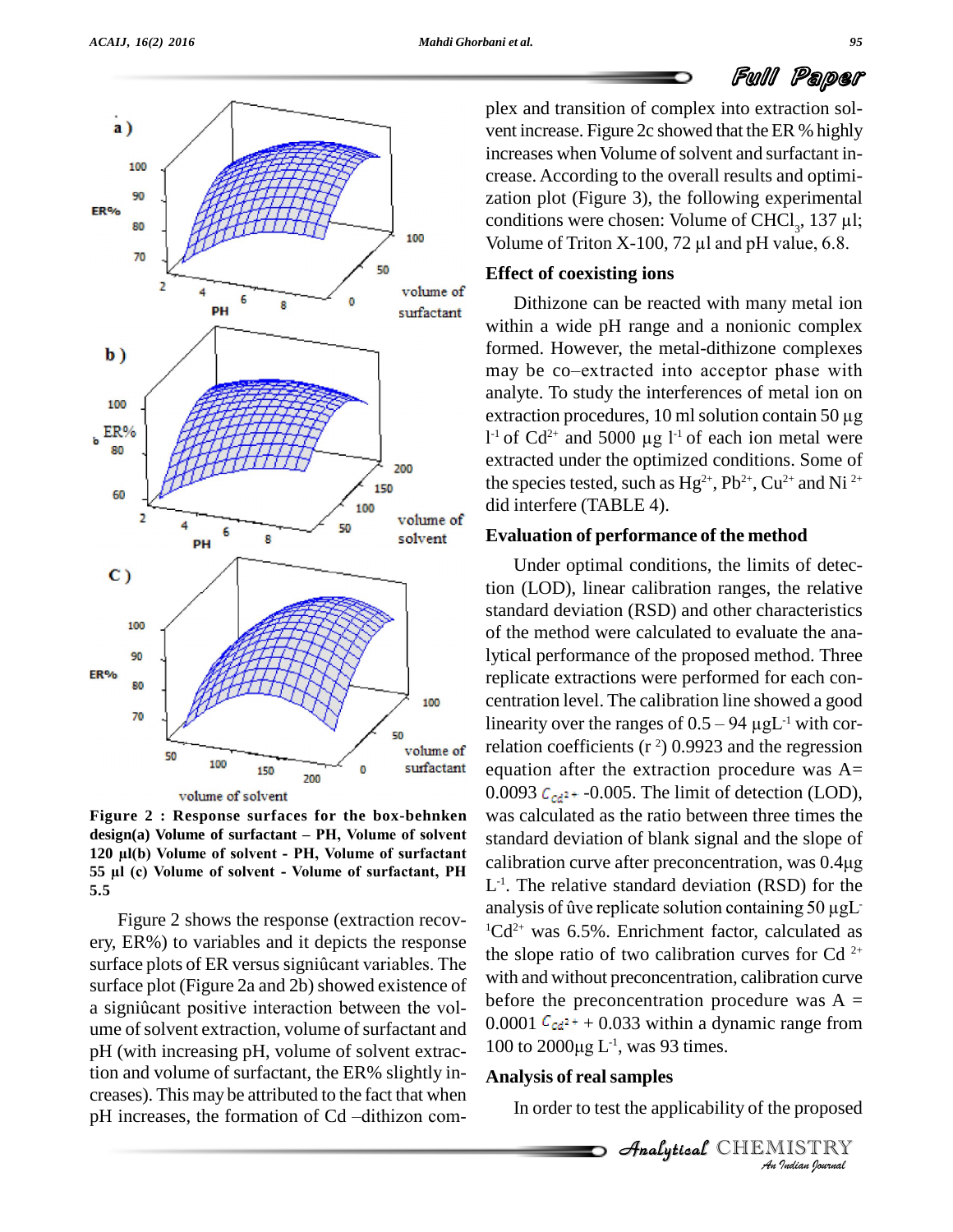**Figure 2 : Response surfaces for the box-behnken design(a) Volume of surfactant – PH, Volume of solvent 120 µl(b) Volume of solvent - PH, Volume of surfactant 55 µl (c) Volume of solvent - Volume of surfactant, PH 5.5**

Figure 2 shows the response (extraction recovery, ER%) to variables and it depicts the response surface plots of ER versus significant variables. The surface plot (Figure 2a and 2b) showed existence of a significant positive interaction between the volume of solvent extraction, volume of surfactant and pH (with increasing pH, volume of solvent extraction and volume of surfactant, the ER% slightly increases). This may be attributed to the fact that when pH increases, the formation of Cd –dithizon complex and transition of complex into extraction solvent increase. Figure 2c showed that the ER % highly increases when Volume of solvent and surfactant increase. According to the overall results and optimization plot (Figure 3), the following experimental conditions were chosen: Volume of $CHCl_3$, 137 µl; Volume of Triton X-100, 72 µl and pH value, 6.8.

## Effect of coexisting ions

Dithizone can be reacted with many metal ion within a wide pH range and a nonionic complex formed. However, the metal-dithizone complexes may be co–extracted into acceptor phase with analyte. To study the interferences of metal ion on extraction procedures, 10 ml solution contain 50 µg $l^{-1}$ of $Cd^{2+}$ and 5000 µg $l^{-1}$ of each ion metal were extracted under the optimized conditions. Some of the species tested, such as $Hg^{2+}$, $Pb^{2+}$, $Cu^{2+}$ and $Ni^{2+}$ did interfere (TABLE 4).

## Evaluation of performance of the method

Under optimal conditions, the limits of detection (LOD), linear calibration ranges, the relative standard deviation (RSD) and other characteristics of the method were calculated to evaluate the analytical performance of the proposed method. Three replicate extractions were performed for each concentration level. The calibration line showed a good linearity over the ranges of 0.5 – 94 µg$L^{-1}$ with correlation coefficients ($r^2$) 0.9923 and the regression equation after the extraction procedure was A= 0.0093 $C_{Cd^{2+}}$ -0.005. The limit of detection (LOD), was calculated as the ratio between three times the standard deviation of blank signal and the slope of calibration curve after preconcentration, was 0.4µg $L^{-1}$. The relative standard deviation (RSD) for the analysis of five replicate solution containing 50 µg$L^{-1}$ $Cd^{2+}$ was 6.5%. Enrichment factor, calculated as the slope ratio of two calibration curves for $Cd^{2+}$ with and without preconcentration, calibration curve before the preconcentration procedure was A = 0.0001 $C_{Cd^{2+}}$ + 0.033 within a dynamic range from 100 to 2000µg $L^{-1}$, was 93 times.

## Analysis of real samples

In order to test the applicability of the proposed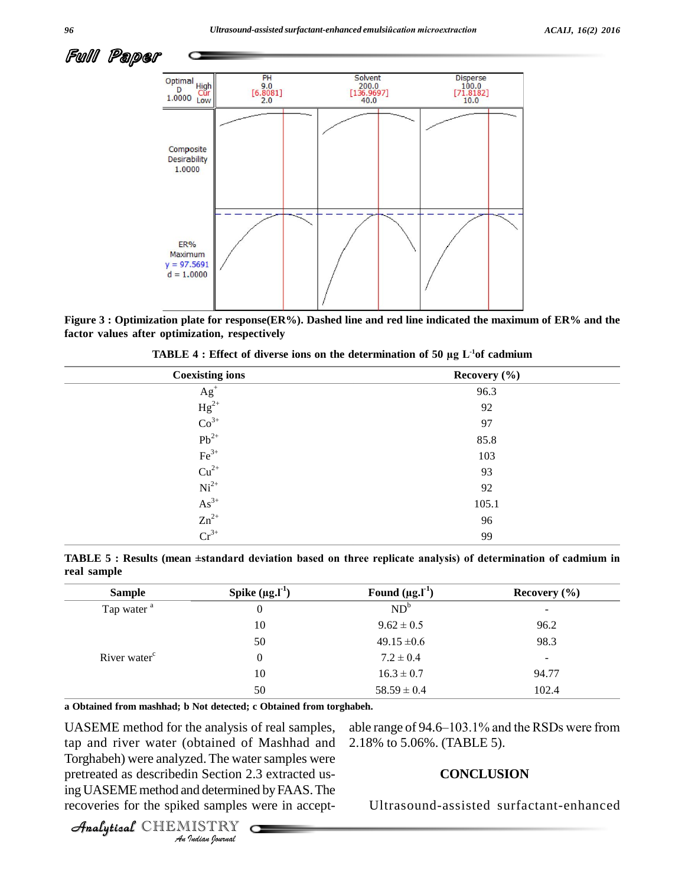Figure 3 : Optimization plate for response(ER%). Dashed line and red line indicated the maximum of ER% and the factor values after optimization, respectively

TABLE 4 : Effect of diverse ions on the determination of 50 µg $L^{-1}$ of cadmium

| Coexisting ions | Recovery (%) |
|---|---|
| $Ag^{+}$ | 96.3 |
| $Hg^{2+}$ | 92 |
| $Co^{3+}$ | 97 |
| $Pb^{2+}$ | 85.8 |
| $Fe^{3+}$ | 103 |
| $Cu^{2+}$ | 93 |
| $Ni^{2+}$ | 92 |
| $As^{3+}$ | 105.1 |
| $Zn^{2+}$ | 96 |
| $Cr^{3+}$ | 99 |

TABLE 5 : Results (mean ±standard deviation based on three replicate analysis) of determination of cadmium in real sample

| Sample | Spike (µg.$l^{-1}$) | Found (µg.$l^{-1}$) | Recovery (%) |
|---|---|---|---|
| Tap water [a] | 0 | ND[b] | - |
| | 10 | 9.62 ± 0.5 | 96.2 |
| | 50 | 49.15 ±0.6 | 98.3 |
| River water[c] | 0 | 7.2 ± 0.4 | - |
| | 10 | 16.3 ± 0.7 | 94.77 |
| | 50 | 58.59 ± 0.4 | 102.4 |

a Obtained from mashhad; b Not detected; c Obtained from torghabeh.

UASEME method for the analysis of real samples, tap and river water (obtained of Mashhad and Torghabeh) were analyzed. The water samples were pretreated as describedin Section 2.3 extracted using UASEME method and determined by FAAS. The recoveries for the spiked samples were in acceptable range of 94.6–103.1% and the RSDs were from 2.18% to 5.06%. (TABLE 5).

## CONCLUSION

Ultrasound-assisted surfactant-enhanced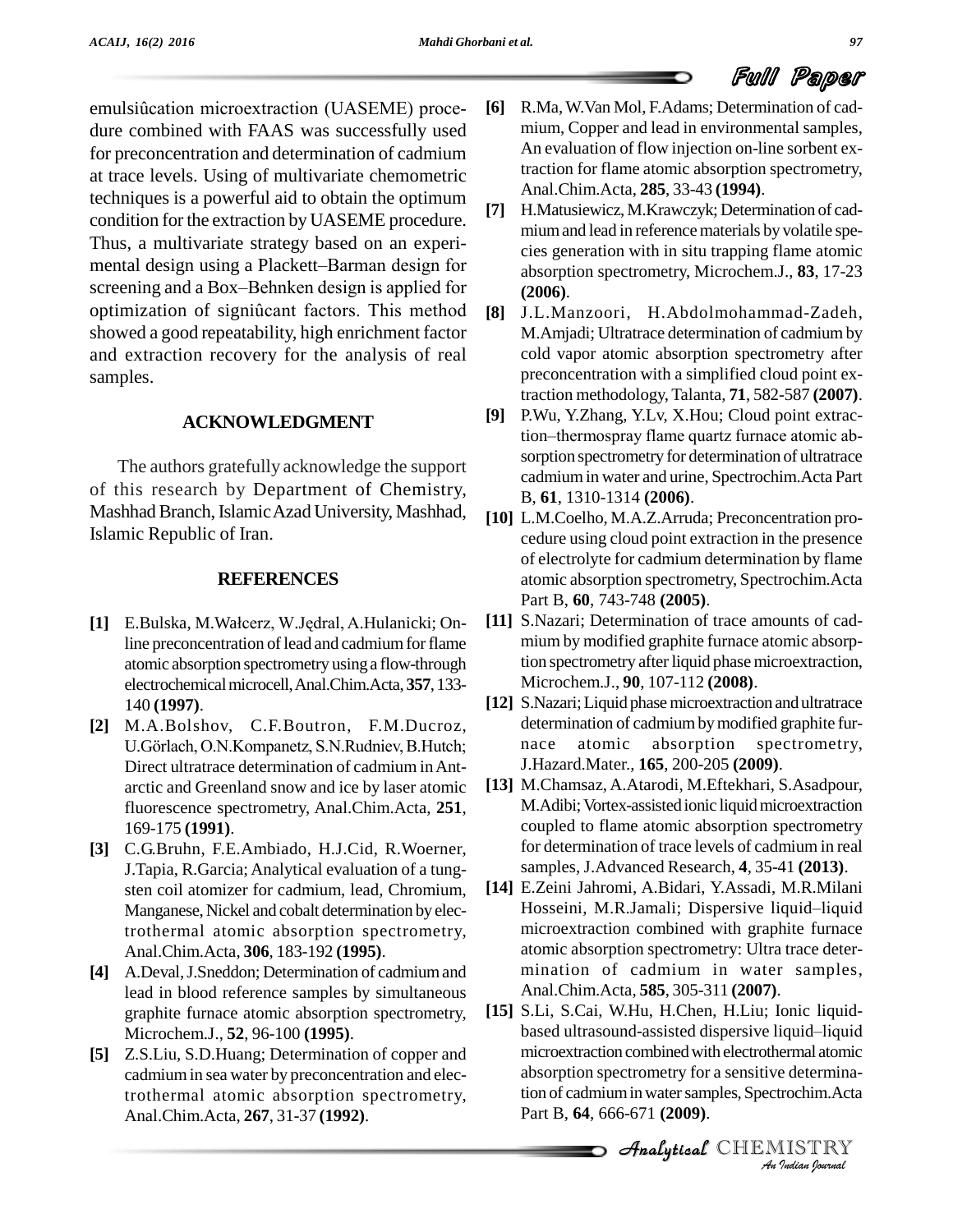emulsiûcation microextraction (UASEME) procedure combined with FAAS was successfully used for preconcentration and determination of cadmium at trace levels. Using of multivariate chemometric techniques is a powerful aid to obtain the optimum condition for the extraction by UASEME procedure. Thus, a multivariate strategy based on an experimental design using a Plackett–Barman design for screening and a Box–Behnken design is applied for optimization of signiûcant factors. This method showed a good repeatability, high enrichment factor and extraction recovery for the analysis of real samples.

## ACKNOWLEDGMENT

The authors gratefully acknowledge the support of this research by Department of Chemistry, Mashhad Branch, Islamic Azad University, Mashhad, Islamic Republic of Iran.

## REFERENCES

**[1]** E.Bulska, M.Wałcerz, W.Jędral, A.Hulanicki; On-line preconcentration of lead and cadmium for flame atomic absorption spectrometry using a flow-through electrochemical microcell, Anal.Chim.Acta, **357**, 133-140 **(1997)**.

**[2]** M.A.Bolshov, C.F.Boutron, F.M.Ducroz, U.Görlach, O.N.Kompanetz, S.N.Rudniev, B.Hutch; Direct ultratrace determination of cadmium in Antarctic and Greenland snow and ice by laser atomic fluorescence spectrometry, Anal.Chim.Acta, **251**, 169-175 **(1991)**.

**[3]** C.G.Bruhn, F.E.Ambiado, H.J.Cid, R.Woerner, J.Tapia, R.Garcia; Analytical evaluation of a tungsten coil atomizer for cadmium, lead, Chromium, Manganese, Nickel and cobalt determination by electrothermal atomic absorption spectrometry, Anal.Chim.Acta, **306**, 183-192 **(1995)**.

**[4]** A.Deval, J.Sneddon; Determination of cadmium and lead in blood reference samples by simultaneous graphite furnace atomic absorption spectrometry, Microchem.J., **52**, 96-100 **(1995)**.

**[5]** Z.S.Liu, S.D.Huang; Determination of copper and cadmium in sea water by preconcentration and electrothermal atomic absorption spectrometry, Anal.Chim.Acta, **267**, 31-37 **(1992)**.

**[6]** R.Ma, W.Van Mol, F.Adams; Determination of cadmium, Copper and lead in environmental samples, An evaluation of flow injection on-line sorbent extraction for flame atomic absorption spectrometry, Anal.Chim.Acta, **285**, 33-43 **(1994)**.

**[7]** H.Matusiewicz, M.Krawczyk; Determination of cadmium and lead in reference materials by volatile species generation with in situ trapping flame atomic absorption spectrometry, Microchem.J., **83**, 17-23 **(2006)**.

**[8]** J.L.Manzoori, H.Abdolmohammad-Zadeh, M.Amjadi; Ultratrace determination of cadmium by cold vapor atomic absorption spectrometry after preconcentration with a simplified cloud point extraction methodology, Talanta, **71**, 582-587 **(2007)**.

**[9]** P.Wu, Y.Zhang, Y.Lv, X.Hou; Cloud point extraction–thermospray flame quartz furnace atomic absorption spectrometry for determination of ultratrace cadmium in water and urine, Spectrochim.Acta Part B, **61**, 1310-1314 **(2006)**.

**[10]** L.M.Coelho, M.A.Z.Arruda; Preconcentration procedure using cloud point extraction in the presence of electrolyte for cadmium determination by flame atomic absorption spectrometry, Spectrochim.Acta Part B, **60**, 743-748 **(2005)**.

**[11]** S.Nazari; Determination of trace amounts of cadmium by modified graphite furnace atomic absorption spectrometry after liquid phase microextraction, Microchem.J., **90**, 107-112 **(2008)**.

**[12]** S.Nazari; Liquid phase microextraction and ultratrace determination of cadmium by modified graphite furnace atomic absorption spectrometry, J.Hazard.Mater., **165**, 200-205 **(2009)**.

**[13]** M.Chamsaz, A.Atarodi, M.Eftekhari, S.Asadpour, M.Adibi; Vortex-assisted ionic liquid microextraction coupled to flame atomic absorption spectrometry for determination of trace levels of cadmium in real samples, J.Advanced Research, **4**, 35-41 **(2013)**.

**[14]** E.Zeini Jahromi, A.Bidari, Y.Assadi, M.R.Milani Hosseini, M.R.Jamali; Dispersive liquid–liquid microextraction combined with graphite furnace atomic absorption spectrometry: Ultra trace determination of cadmium in water samples, Anal.Chim.Acta, **585**, 305-311 **(2007)**.

**[15]** S.Li, S.Cai, W.Hu, H.Chen, H.Liu; Ionic liquid-based ultrasound-assisted dispersive liquid–liquid microextraction combined with electrothermal atomic absorption spectrometry for a sensitive determination of cadmium in water samples, Spectrochim.Acta Part B, **64**, 666-671 **(2009)**.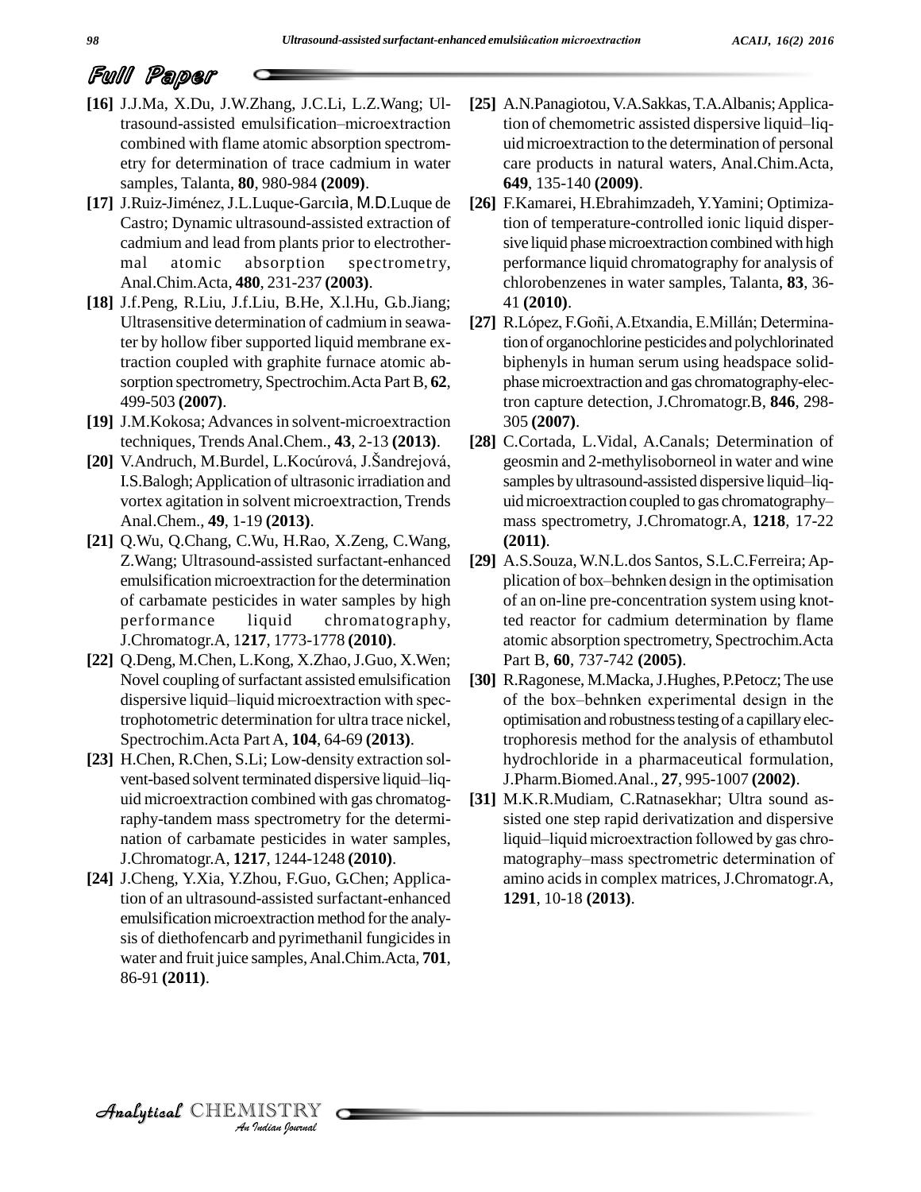**[16]** J.J.Ma, X.Du, J.W.Zhang, J.C.Li, L.Z.Wang; Ultrasound-assisted emulsification–microextraction combined with flame atomic absorption spectrometry for determination of trace cadmium in water samples, Talanta, **80**, 980-984 **(2009)**.

**[17]** J.Ruiz-Jiménez, J.L.Luque-Garcıìa, M.D.Luque de Castro; Dynamic ultrasound-assisted extraction of cadmium and lead from plants prior to electrothermal atomic absorption spectrometry, Anal.Chim.Acta, **480**, 231-237 **(2003)**.

**[18]** J.f.Peng, R.Liu, J.f.Liu, B.He, X.l.Hu, G.b.Jiang; Ultrasensitive determination of cadmium in seawater by hollow fiber supported liquid membrane extraction coupled with graphite furnace atomic absorption spectrometry, Spectrochim.Acta Part B, **62**, 499-503 **(2007)**.

**[19]** J.M.Kokosa; Advances in solvent-microextraction techniques, Trends Anal.Chem., **43**, 2-13 **(2013)**.

**[20]** V.Andruch, M.Burdel, L.Kocúrová, J.Šandrejová, I.S.Balogh; Application of ultrasonic irradiation and vortex agitation in solvent microextraction, Trends Anal.Chem., **49**, 1-19 **(2013)**.

**[21]** Q.Wu, Q.Chang, C.Wu, H.Rao, X.Zeng, C.Wang, Z.Wang; Ultrasound-assisted surfactant-enhanced emulsification microextraction for the determination of carbamate pesticides in water samples by high performance liquid chromatography, J.Chromatogr.A, 1**217**, 1773-1778 **(2010)**.

**[22]** Q.Deng, M.Chen, L.Kong, X.Zhao, J.Guo, X.Wen; Novel coupling of surfactant assisted emulsification dispersive liquid–liquid microextraction with spectrophotometric determination for ultra trace nickel, Spectrochim.Acta Part A, **104**, 64-69 **(2013)**.

**[23]** H.Chen, R.Chen, S.Li; Low-density extraction solvent-based solvent terminated dispersive liquid–liquid microextraction combined with gas chromatography-tandem mass spectrometry for the determination of carbamate pesticides in water samples, J.Chromatogr.A, **1217**, 1244-1248 **(2010)**.

**[24]** J.Cheng, Y.Xia, Y.Zhou, F.Guo, G.Chen; Application of an ultrasound-assisted surfactant-enhanced emulsification microextraction method for the analysis of diethofencarb and pyrimethanil fungicides in water and fruit juice samples, Anal.Chim.Acta, **701**, 86-91 **(2011)**.

**[25]** A.N.Panagiotou, V.A.Sakkas, T.A.Albanis; Application of chemometric assisted dispersive liquid–liquid microextraction to the determination of personal care products in natural waters, Anal.Chim.Acta, **649**, 135-140 **(2009)**.

**[26]** F.Kamarei, H.Ebrahimzadeh, Y.Yamini; Optimization of temperature-controlled ionic liquid dispersive liquid phase microextraction combined with high performance liquid chromatography for analysis of chlorobenzenes in water samples, Talanta, **83**, 36-41 **(2010)**.

**[27]** R.López, F.Goñi, A.Etxandia, E.Millán; Determination of organochlorine pesticides and polychlorinated biphenyls in human serum using headspace solid-phase microextraction and gas chromatography-electron capture detection, J.Chromatogr.B, **846**, 298-305 **(2007)**.

**[28]** C.Cortada, L.Vidal, A.Canals; Determination of geosmin and 2-methylisoborneol in water and wine samples by ultrasound-assisted dispersive liquid–liquid microextraction coupled to gas chromatography–mass spectrometry, J.Chromatogr.A, **1218**, 17-22 **(2011)**.

**[29]** A.S.Souza, W.N.L.dos Santos, S.L.C.Ferreira; Application of box–behnken design in the optimisation of an on-line pre-concentration system using knotted reactor for cadmium determination by flame atomic absorption spectrometry, Spectrochim.Acta Part B, **60**, 737-742 **(2005)**.

**[30]** R.Ragonese, M.Macka, J.Hughes, P.Petocz; The use of the box–behnken experimental design in the optimisation and robustness testing of a capillary electrophoresis method for the analysis of ethambutol hydrochloride in a pharmaceutical formulation, J.Pharm.Biomed.Anal., **27**, 995-1007 **(2002)**.

**[31]** M.K.R.Mudiam, C.Ratnasekhar; Ultra sound assisted one step rapid derivatization and dispersive liquid–liquid microextraction followed by gas chromatography–mass spectrometric determination of amino acids in complex matrices, J.Chromatogr.A, **1291**, 10-18 **(2013)**.